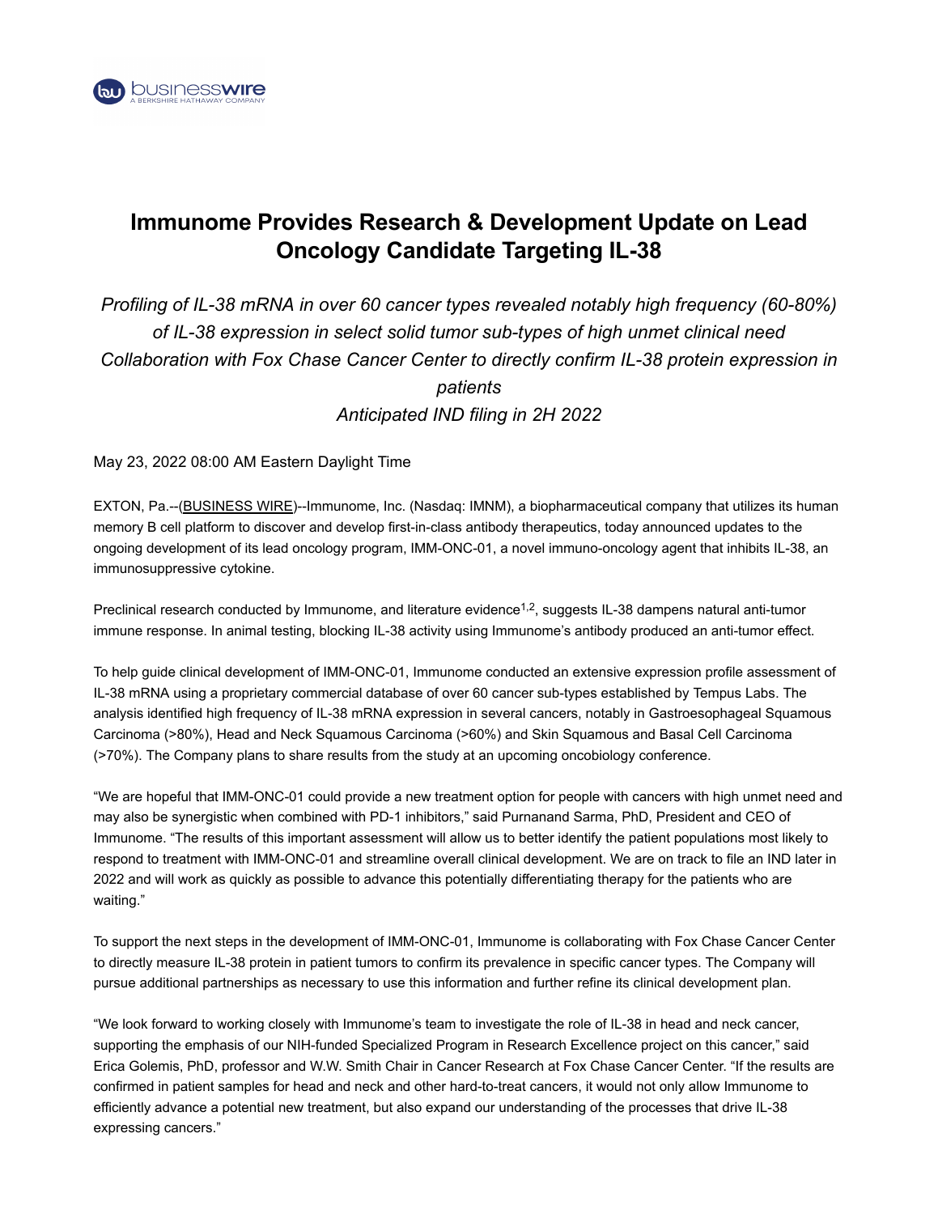# Immunome Provides Research & Development Update on Lead Oncology Candidate Targeting IL-38

*Profiling of IL-38 mRNA in over 60 cancer types revealed notably high frequency (60-80%) of IL-38 expression in select solid tumor sub-types of high unmet clinical need*
*Collaboration with Fox Chase Cancer Center to directly confirm IL-38 protein expression in patients*
*Anticipated IND filing in 2H 2022*

May 23, 2022 08:00 AM Eastern Daylight Time

EXTON, Pa.--(BUSINESS WIRE)--Immunome, Inc. (Nasdaq: IMNM), a biopharmaceutical company that utilizes its human memory B cell platform to discover and develop first-in-class antibody therapeutics, today announced updates to the ongoing development of its lead oncology program, IMM-ONC-01, a novel immuno-oncology agent that inhibits IL-38, an immunosuppressive cytokine.

Preclinical research conducted by Immunome, and literature evidence[1,2], suggests IL-38 dampens natural anti-tumor immune response. In animal testing, blocking IL-38 activity using Immunome's antibody produced an anti-tumor effect.

To help guide clinical development of IMM-ONC-01, Immunome conducted an extensive expression profile assessment of IL-38 mRNA using a proprietary commercial database of over 60 cancer sub-types established by Tempus Labs. The analysis identified high frequency of IL-38 mRNA expression in several cancers, notably in Gastroesophageal Squamous Carcinoma (>80%), Head and Neck Squamous Carcinoma (>60%) and Skin Squamous and Basal Cell Carcinoma (>70%). The Company plans to share results from the study at an upcoming oncobiology conference.

"We are hopeful that IMM-ONC-01 could provide a new treatment option for people with cancers with high unmet need and may also be synergistic when combined with PD-1 inhibitors," said Purnanand Sarma, PhD, President and CEO of Immunome. "The results of this important assessment will allow us to better identify the patient populations most likely to respond to treatment with IMM-ONC-01 and streamline overall clinical development. We are on track to file an IND later in 2022 and will work as quickly as possible to advance this potentially differentiating therapy for the patients who are waiting."

To support the next steps in the development of IMM-ONC-01, Immunome is collaborating with Fox Chase Cancer Center to directly measure IL-38 protein in patient tumors to confirm its prevalence in specific cancer types. The Company will pursue additional partnerships as necessary to use this information and further refine its clinical development plan.

"We look forward to working closely with Immunome's team to investigate the role of IL-38 in head and neck cancer, supporting the emphasis of our NIH-funded Specialized Program in Research Excellence project on this cancer," said Erica Golemis, PhD, professor and W.W. Smith Chair in Cancer Research at Fox Chase Cancer Center. "If the results are confirmed in patient samples for head and neck and other hard-to-treat cancers, it would not only allow Immunome to efficiently advance a potential new treatment, but also expand our understanding of the processes that drive IL-38 expressing cancers."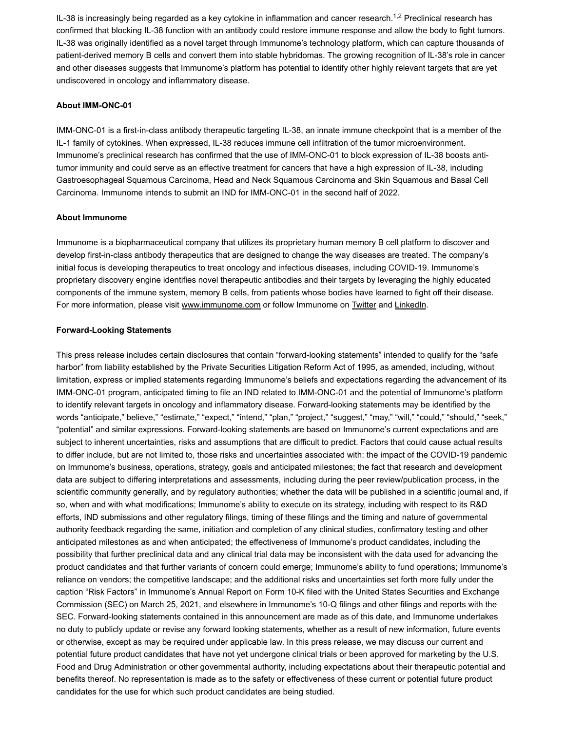IL-38 is increasingly being regarded as a key cytokine in inflammation and cancer research.[1,2] Preclinical research has confirmed that blocking IL-38 function with an antibody could restore immune response and allow the body to fight tumors. IL-38 was originally identified as a novel target through Immunome's technology platform, which can capture thousands of patient-derived memory B cells and convert them into stable hybridomas. The growing recognition of IL-38's role in cancer and other diseases suggests that Immunome's platform has potential to identify other highly relevant targets that are yet undiscovered in oncology and inflammatory disease.

**About IMM-ONC-01**

IMM-ONC-01 is a first-in-class antibody therapeutic targeting IL-38, an innate immune checkpoint that is a member of the IL-1 family of cytokines. When expressed, IL-38 reduces immune cell infiltration of the tumor microenvironment. Immunome's preclinical research has confirmed that the use of IMM-ONC-01 to block expression of IL-38 boosts anti-tumor immunity and could serve as an effective treatment for cancers that have a high expression of IL-38, including Gastroesophageal Squamous Carcinoma, Head and Neck Squamous Carcinoma and Skin Squamous and Basal Cell Carcinoma. Immunome intends to submit an IND for IMM-ONC-01 in the second half of 2022.

**About Immunome**

Immunome is a biopharmaceutical company that utilizes its proprietary human memory B cell platform to discover and develop first-in-class antibody therapeutics that are designed to change the way diseases are treated. The company's initial focus is developing therapeutics to treat oncology and infectious diseases, including COVID-19. Immunome's proprietary discovery engine identifies novel therapeutic antibodies and their targets by leveraging the highly educated components of the immune system, memory B cells, from patients whose bodies have learned to fight off their disease. For more information, please visit www.immunome.com or follow Immunome on Twitter and LinkedIn.

**Forward-Looking Statements**

This press release includes certain disclosures that contain "forward-looking statements" intended to qualify for the "safe harbor" from liability established by the Private Securities Litigation Reform Act of 1995, as amended, including, without limitation, express or implied statements regarding Immunome's beliefs and expectations regarding the advancement of its IMM-ONC-01 program, anticipated timing to file an IND related to IMM-ONC-01 and the potential of Immunome's platform to identify relevant targets in oncology and inflammatory disease. Forward-looking statements may be identified by the words "anticipate," believe," "estimate," "expect," "intend," "plan," "project," "suggest," "may," "will," "could," "should," "seek," "potential" and similar expressions. Forward-looking statements are based on Immunome's current expectations and are subject to inherent uncertainties, risks and assumptions that are difficult to predict. Factors that could cause actual results to differ include, but are not limited to, those risks and uncertainties associated with: the impact of the COVID-19 pandemic on Immunome's business, operations, strategy, goals and anticipated milestones; the fact that research and development data are subject to differing interpretations and assessments, including during the peer review/publication process, in the scientific community generally, and by regulatory authorities; whether the data will be published in a scientific journal and, if so, when and with what modifications; Immunome's ability to execute on its strategy, including with respect to its R&D efforts, IND submissions and other regulatory filings, timing of these filings and the timing and nature of governmental authority feedback regarding the same, initiation and completion of any clinical studies, confirmatory testing and other anticipated milestones as and when anticipated; the effectiveness of Immunome's product candidates, including the possibility that further preclinical data and any clinical trial data may be inconsistent with the data used for advancing the product candidates and that further variants of concern could emerge; Immunome's ability to fund operations; Immunome's reliance on vendors; the competitive landscape; and the additional risks and uncertainties set forth more fully under the caption "Risk Factors" in Immunome's Annual Report on Form 10-K filed with the United States Securities and Exchange Commission (SEC) on March 25, 2021, and elsewhere in Immunome's 10-Q filings and other filings and reports with the SEC. Forward-looking statements contained in this announcement are made as of this date, and Immunome undertakes no duty to publicly update or revise any forward looking statements, whether as a result of new information, future events or otherwise, except as may be required under applicable law. In this press release, we may discuss our current and potential future product candidates that have not yet undergone clinical trials or been approved for marketing by the U.S. Food and Drug Administration or other governmental authority, including expectations about their therapeutic potential and benefits thereof. No representation is made as to the safety or effectiveness of these current or potential future product candidates for the use for which such product candidates are being studied.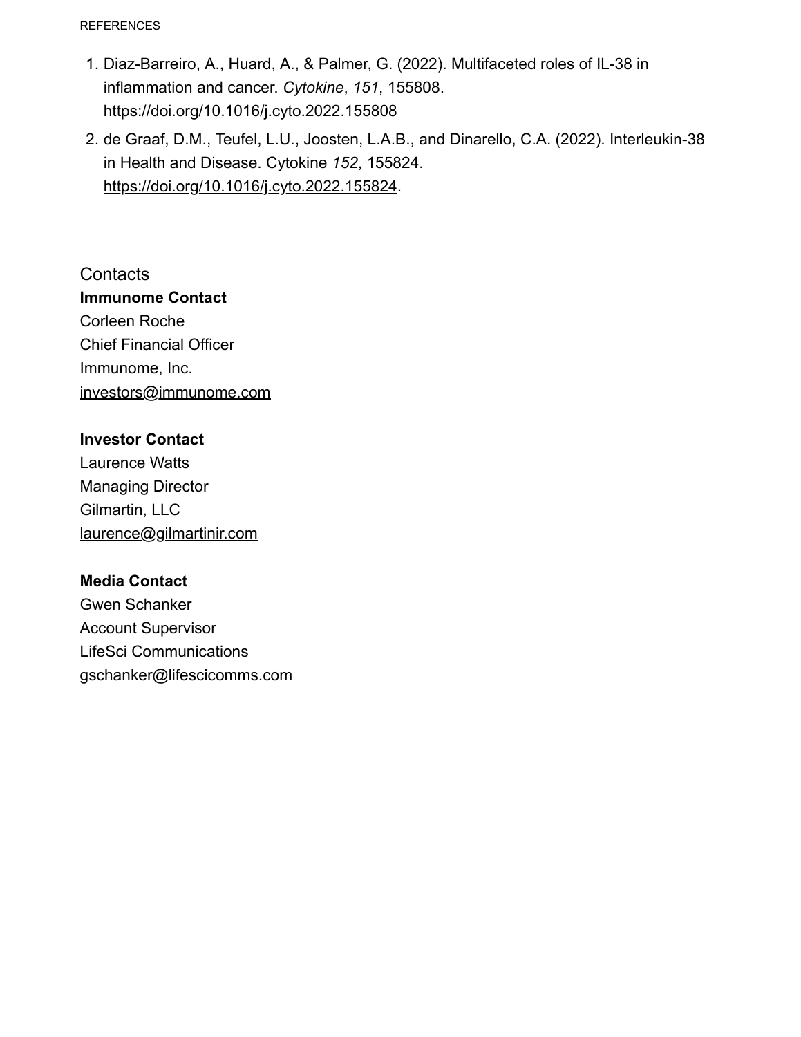REFERENCES

1. Diaz-Barreiro, A., Huard, A., & Palmer, G. (2022). Multifaceted roles of IL-38 in inflammation and cancer. *Cytokine*, *151*, 155808. https://doi.org/10.1016/j.cyto.2022.155808
2. de Graaf, D.M., Teufel, L.U., Joosten, L.A.B., and Dinarello, C.A. (2022). Interleukin-38 in Health and Disease. Cytokine *152*, 155824. https://doi.org/10.1016/j.cyto.2022.155824.

## Contacts

**Immunome Contact**
Corleen Roche
Chief Financial Officer
Immunome, Inc.
investors@immunome.com

**Investor Contact**
Laurence Watts
Managing Director
Gilmartin, LLC
laurence@gilmartinir.com

**Media Contact**
Gwen Schanker
Account Supervisor
LifeSci Communications
gschanker@lifescicomms.com